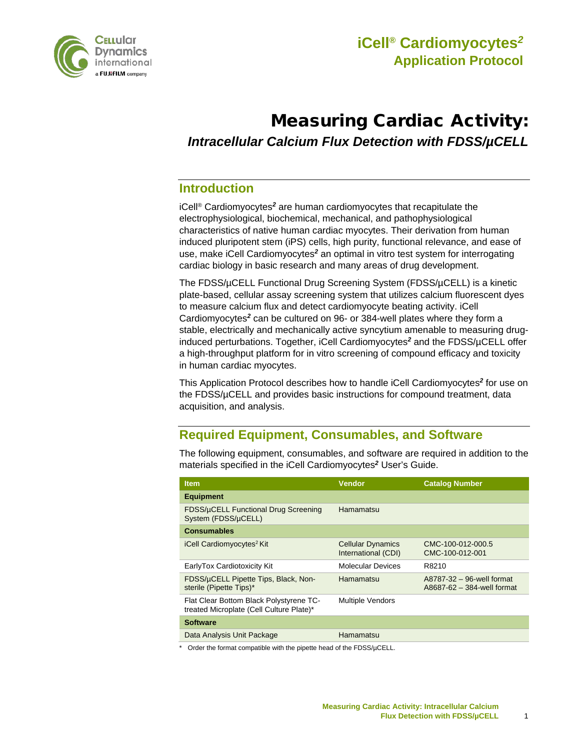# iCell® Cardiomyocytes²
## Application Protocol

# Measuring Cardiac Activity:
### *Intracellular Calcium Flux Detection with FDSS/µCELL*

## Introduction

iCell® Cardiomyocytes*²* are human cardiomyocytes that recapitulate the electrophysiological, biochemical, mechanical, and pathophysiological characteristics of native human cardiac myocytes. Their derivation from human induced pluripotent stem (iPS) cells, high purity, functional relevance, and ease of use, make iCell Cardiomyocytes*²* an optimal in vitro test system for interrogating cardiac biology in basic research and many areas of drug development.

The FDSS/µCELL Functional Drug Screening System (FDSS/µCELL) is a kinetic plate-based, cellular assay screening system that utilizes calcium fluorescent dyes to measure calcium flux and detect cardiomyocyte beating activity. iCell Cardiomyocytes*²* can be cultured on 96- or 384-well plates where they form a stable, electrically and mechanically active syncytium amenable to measuring drug-induced perturbations. Together, iCell Cardiomyocytes*²* and the FDSS/µCELL offer a high-throughput platform for in vitro screening of compound efficacy and toxicity in human cardiac myocytes.

This Application Protocol describes how to handle iCell Cardiomyocytes*²* for use on the FDSS/µCELL and provides basic instructions for compound treatment, data acquisition, and analysis.

## Required Equipment, Consumables, and Software

The following equipment, consumables, and software are required in addition to the materials specified in the iCell Cardiomyocytes*²* User's Guide.

| Item | Vendor | Catalog Number |
|---|---|---|
| **Equipment** | | |
| FDSS/µCELL Functional Drug Screening System (FDSS/µCELL) | Hamamatsu | |
| **Consumables** | | |
| iCell Cardiomyocytes² Kit | Cellular Dynamics International (CDI) | CMC-100-012-000.5<br>CMC-100-012-001 |
| EarlyTox Cardiotoxicity Kit | Molecular Devices | R8210 |
| FDSS/µCELL Pipette Tips, Black, Non-sterile (Pipette Tips)* | Hamamatsu | A8787-32 – 96-well format<br>A8687-62 – 384-well format |
| Flat Clear Bottom Black Polystyrene TC-treated Microplate (Cell Culture Plate)* | Multiple Vendors | |
| **Software** | | |
| Data Analysis Unit Package | Hamamatsu | |

\* Order the format compatible with the pipette head of the FDSS/µCELL.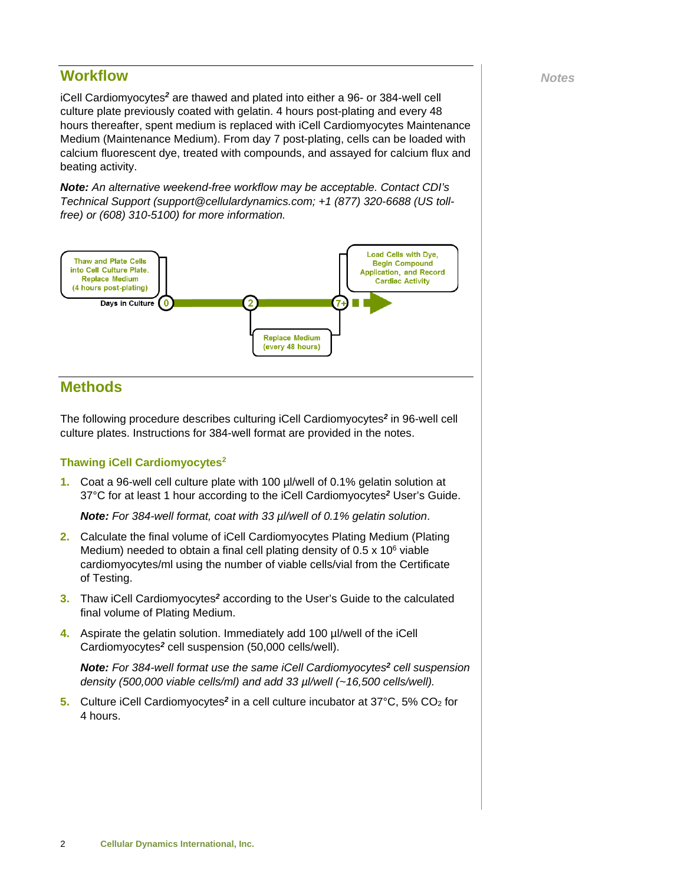## Workflow

iCell Cardiomyocytes[2] are thawed and plated into either a 96- or 384-well cell culture plate previously coated with gelatin. 4 hours post-plating and every 48 hours thereafter, spent medium is replaced with iCell Cardiomyocytes Maintenance Medium (Maintenance Medium). From day 7 post-plating, cells can be loaded with calcium fluorescent dye, treated with compounds, and assayed for calcium flux and beating activity.

***Note:*** *An alternative weekend-free workflow may be acceptable. Contact CDI's Technical Support (support@cellulardynamics.com; +1 (877) 320-6688 (US toll-free) or (608) 310-5100) for more information.*

Thaw and Plate Cells into Cell Culture Plate. Replace Medium (4 hours post-plating)

Days in Culture 0 — 2 — 7+

Replace Medium (every 48 hours)

Load Cells with Dye, Begin Compound Application, and Record Cardiac Activity

## Methods

The following procedure describes culturing iCell Cardiomyocytes[2] in 96-well cell culture plates. Instructions for 384-well format are provided in the notes.

### Thawing iCell Cardiomyocytes[2]

1. Coat a 96-well cell culture plate with 100 µl/well of 0.1% gelatin solution at 37°C for at least 1 hour according to the iCell Cardiomyocytes[2] User's Guide.

   ***Note:*** *For 384-well format, coat with 33 µl/well of 0.1% gelatin solution.*

2. Calculate the final volume of iCell Cardiomyocytes Plating Medium (Plating Medium) needed to obtain a final cell plating density of $0.5 \times 10^6$ viable cardiomyocytes/ml using the number of viable cells/vial from the Certificate of Testing.

3. Thaw iCell Cardiomyocytes[2] according to the User's Guide to the calculated final volume of Plating Medium.

4. Aspirate the gelatin solution. Immediately add 100 µl/well of the iCell Cardiomyocytes[2] cell suspension (50,000 cells/well).

   ***Note:*** *For 384-well format use the same iCell Cardiomyocytes[2] cell suspension density (500,000 viable cells/ml) and add 33 µl/well (~16,500 cells/well).*

5. Culture iCell Cardiomyocytes[2] in a cell culture incubator at 37°C, 5% $CO_2$ for 4 hours.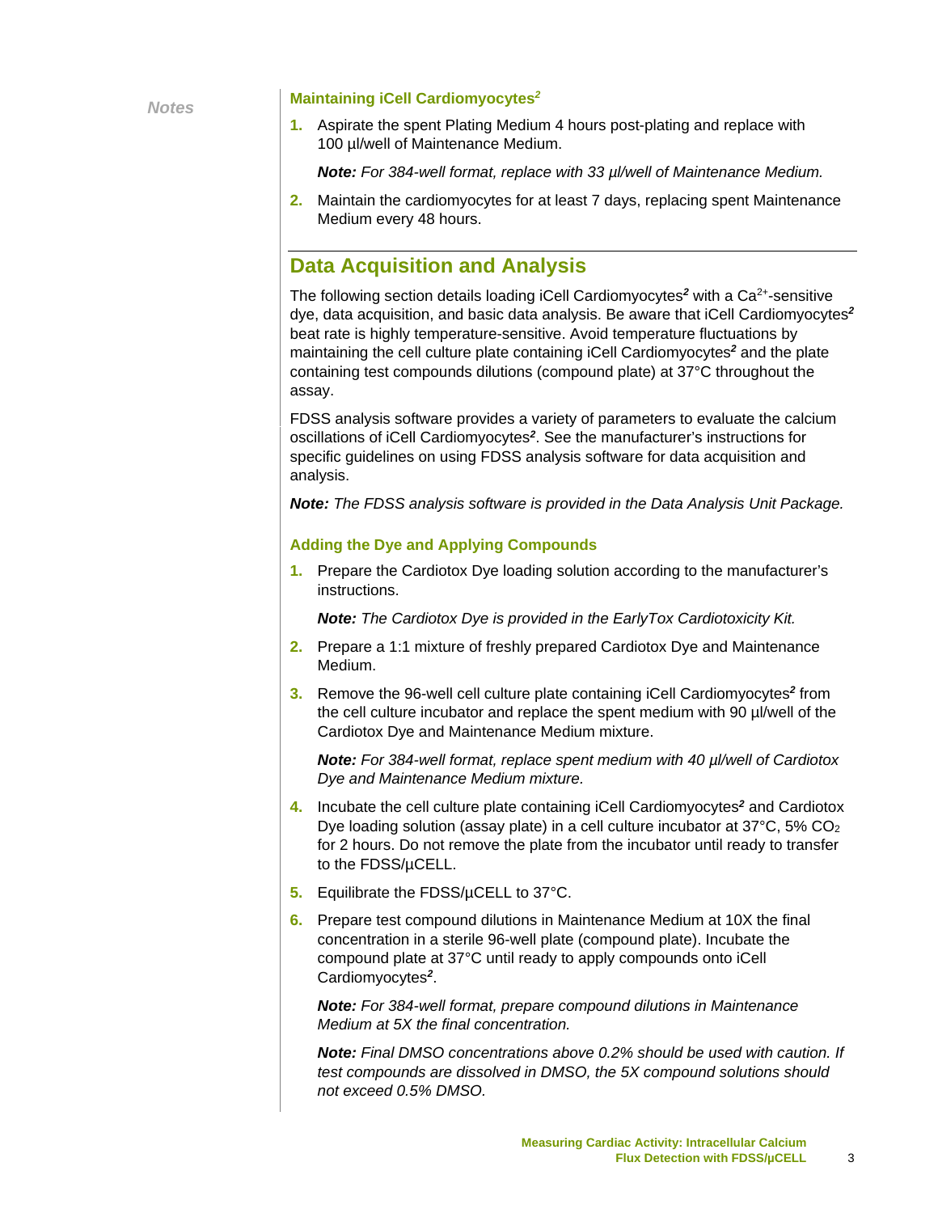### Maintaining iCell Cardiomyocytes[2]

1. Aspirate the spent Plating Medium 4 hours post-plating and replace with 100 µl/well of Maintenance Medium.

   ***Note:*** *For 384-well format, replace with 33 µl/well of Maintenance Medium.*

2. Maintain the cardiomyocytes for at least 7 days, replacing spent Maintenance Medium every 48 hours.

## Data Acquisition and Analysis

The following section details loading iCell Cardiomyocytes[2] with a $Ca^{2+}$-sensitive dye, data acquisition, and basic data analysis. Be aware that iCell Cardiomyocytes[2] beat rate is highly temperature-sensitive. Avoid temperature fluctuations by maintaining the cell culture plate containing iCell Cardiomyocytes[2] and the plate containing test compounds dilutions (compound plate) at 37°C throughout the assay.

FDSS analysis software provides a variety of parameters to evaluate the calcium oscillations of iCell Cardiomyocytes[2]. See the manufacturer's instructions for specific guidelines on using FDSS analysis software for data acquisition and analysis.

***Note:*** *The FDSS analysis software is provided in the Data Analysis Unit Package.*

### Adding the Dye and Applying Compounds

1. Prepare the Cardiotox Dye loading solution according to the manufacturer's instructions.

   ***Note:*** *The Cardiotox Dye is provided in the EarlyTox Cardiotoxicity Kit.*

2. Prepare a 1:1 mixture of freshly prepared Cardiotox Dye and Maintenance Medium.

3. Remove the 96-well cell culture plate containing iCell Cardiomyocytes[2] from the cell culture incubator and replace the spent medium with 90 µl/well of the Cardiotox Dye and Maintenance Medium mixture.

   ***Note:*** *For 384-well format, replace spent medium with 40 µl/well of Cardiotox Dye and Maintenance Medium mixture.*

4. Incubate the cell culture plate containing iCell Cardiomyocytes[2] and Cardiotox Dye loading solution (assay plate) in a cell culture incubator at 37°C, 5% $CO_2$ for 2 hours. Do not remove the plate from the incubator until ready to transfer to the FDSS/µCELL.

5. Equilibrate the FDSS/µCELL to 37°C.

6. Prepare test compound dilutions in Maintenance Medium at 10X the final concentration in a sterile 96-well plate (compound plate). Incubate the compound plate at 37°C until ready to apply compounds onto iCell Cardiomyocytes[2].

   ***Note:*** *For 384-well format, prepare compound dilutions in Maintenance Medium at 5X the final concentration.*

   ***Note:*** *Final DMSO concentrations above 0.2% should be used with caution. If test compounds are dissolved in DMSO, the 5X compound solutions should not exceed 0.5% DMSO.*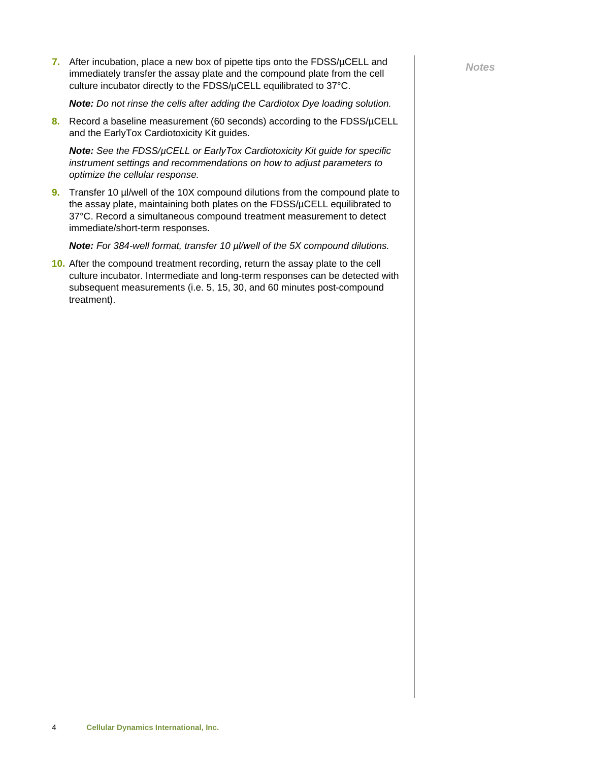7. After incubation, place a new box of pipette tips onto the FDSS/µCELL and immediately transfer the assay plate and the compound plate from the cell culture incubator directly to the FDSS/µCELL equilibrated to 37°C.

   ***Note:*** *Do not rinse the cells after adding the Cardiotox Dye loading solution.*

8. Record a baseline measurement (60 seconds) according to the FDSS/µCELL and the EarlyTox Cardiotoxicity Kit guides.

   ***Note:*** *See the FDSS/µCELL or EarlyTox Cardiotoxicity Kit guide for specific instrument settings and recommendations on how to adjust parameters to optimize the cellular response.*

9. Transfer 10 µl/well of the 10X compound dilutions from the compound plate to the assay plate, maintaining both plates on the FDSS/µCELL equilibrated to 37°C. Record a simultaneous compound treatment measurement to detect immediate/short-term responses.

   ***Note:*** *For 384-well format, transfer 10 µl/well of the 5X compound dilutions.*

10. After the compound treatment recording, return the assay plate to the cell culture incubator. Intermediate and long-term responses can be detected with subsequent measurements (i.e. 5, 15, 30, and 60 minutes post-compound treatment).

***Notes***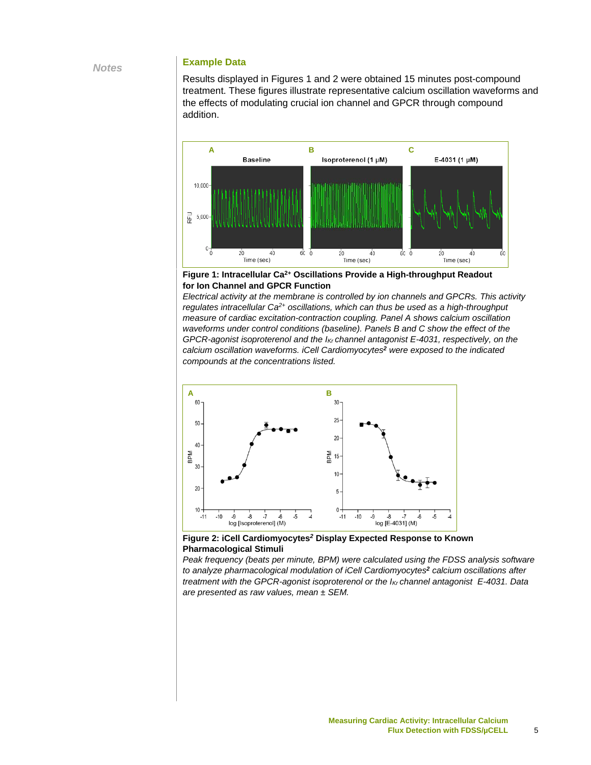## Example Data

Results displayed in Figures 1 and 2 were obtained 15 minutes post-compound treatment. These figures illustrate representative calcium oscillation waveforms and the effects of modulating crucial ion channel and GPCR through compound addition.

**Figure 1: Intracellular $Ca^{2+}$ Oscillations Provide a High-throughput Readout for Ion Channel and GPCR Function**

*Electrical activity at the membrane is controlled by ion channels and GPCRs. This activity regulates intracellular $Ca^{2+}$ oscillations, which can thus be used as a high-throughput measure of cardiac excitation-contraction coupling. Panel A shows calcium oscillation waveforms under control conditions (baseline). Panels B and C show the effect of the GPCR-agonist isoproterenol and the $I_{Kr}$ channel antagonist E-4031, respectively, on the calcium oscillation waveforms. iCell Cardiomyocytes² were exposed to the indicated compounds at the concentrations listed.*

**Figure 2: iCell Cardiomyocytes² Display Expected Response to Known Pharmacological Stimuli**

*Peak frequency (beats per minute, BPM) were calculated using the FDSS analysis software to analyze pharmacological modulation of iCell Cardiomyocytes² calcium oscillations after treatment with the GPCR-agonist isoproterenol or the $I_{Kr}$ channel antagonist E-4031. Data are presented as raw values, mean ± SEM.*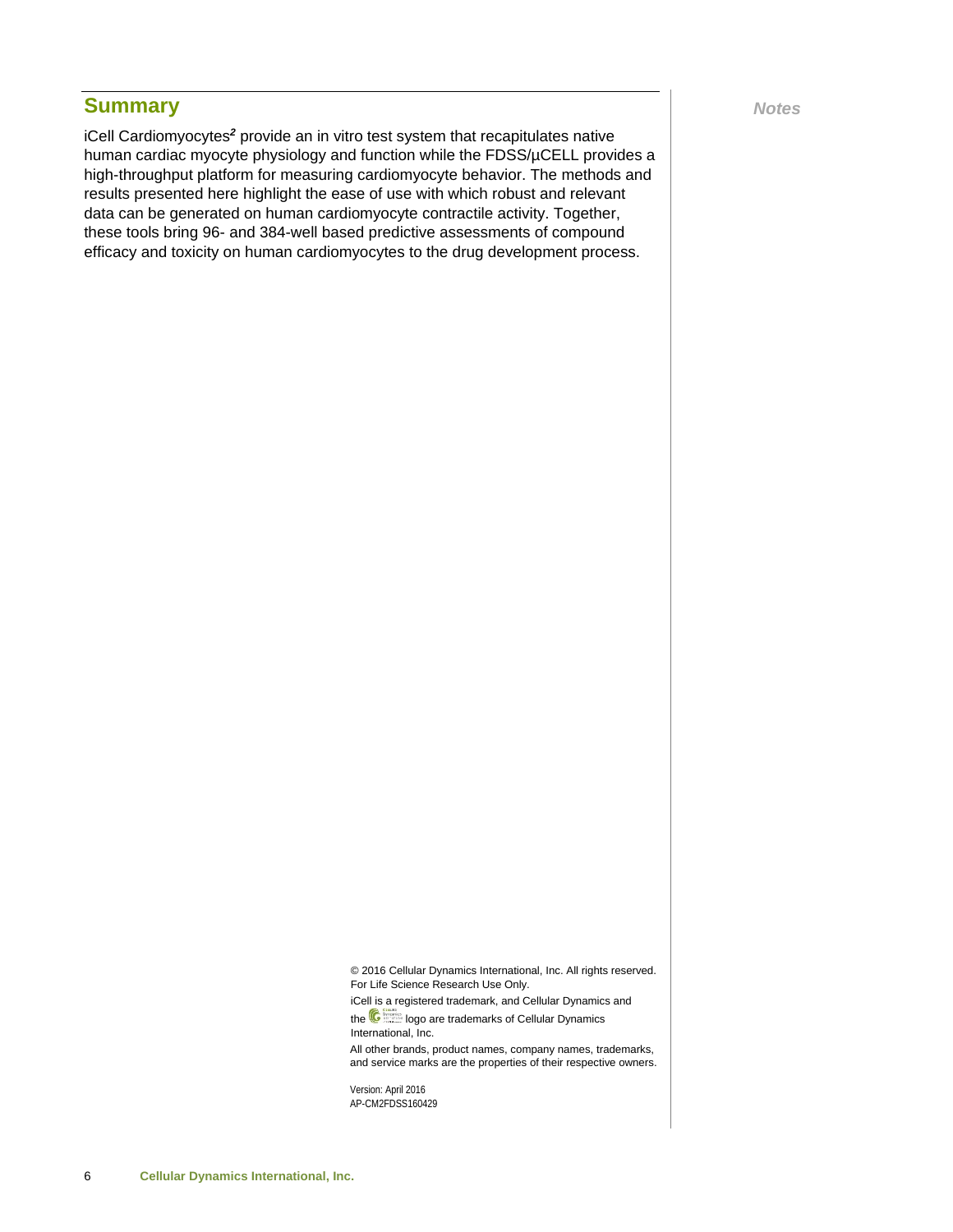## Summary

iCell Cardiomyocytes*2* provide an in vitro test system that recapitulates native human cardiac myocyte physiology and function while the FDSS/µCELL provides a high-throughput platform for measuring cardiomyocyte behavior. The methods and results presented here highlight the ease of use with which robust and relevant data can be generated on human cardiomyocyte contractile activity. Together, these tools bring 96- and 384-well based predictive assessments of compound efficacy and toxicity on human cardiomyocytes to the drug development process.

***Notes***

© 2016 Cellular Dynamics International, Inc. All rights reserved.
For Life Science Research Use Only.

iCell is a registered trademark, and Cellular Dynamics and the logo are trademarks of Cellular Dynamics International, Inc.

All other brands, product names, company names, trademarks, and service marks are the properties of their respective owners.

Version: April 2016
AP-CM2FDSS160429